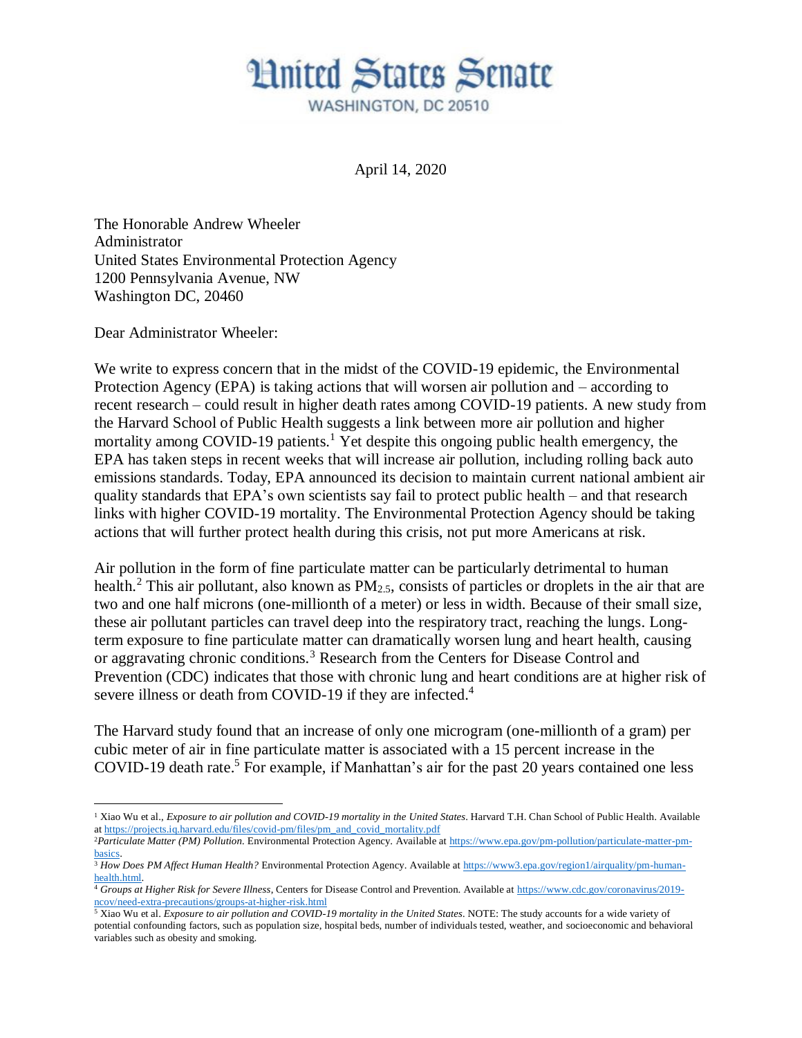# United States Senate

WASHINGTON, DC 20510

April 14, 2020

The Honorable Andrew Wheeler
Administrator
United States Environmental Protection Agency
1200 Pennsylvania Avenue, NW
Washington DC, 20460

Dear Administrator Wheeler:

We write to express concern that in the midst of the COVID-19 epidemic, the Environmental Protection Agency (EPA) is taking actions that will worsen air pollution and – according to recent research – could result in higher death rates among COVID-19 patients. A new study from the Harvard School of Public Health suggests a link between more air pollution and higher mortality among COVID-19 patients.[1] Yet despite this ongoing public health emergency, the EPA has taken steps in recent weeks that will increase air pollution, including rolling back auto emissions standards. Today, EPA announced its decision to maintain current national ambient air quality standards that EPA's own scientists say fail to protect public health – and that research links with higher COVID-19 mortality. The Environmental Protection Agency should be taking actions that will further protect health during this crisis, not put more Americans at risk.

Air pollution in the form of fine particulate matter can be particularly detrimental to human health.[2] This air pollutant, also known as $PM_{2.5}$, consists of particles or droplets in the air that are two and one half microns (one-millionth of a meter) or less in width. Because of their small size, these air pollutant particles can travel deep into the respiratory tract, reaching the lungs. Long-term exposure to fine particulate matter can dramatically worsen lung and heart health, causing or aggravating chronic conditions.[3] Research from the Centers for Disease Control and Prevention (CDC) indicates that those with chronic lung and heart conditions are at higher risk of severe illness or death from COVID-19 if they are infected.[4]

The Harvard study found that an increase of only one microgram (one-millionth of a gram) per cubic meter of air in fine particulate matter is associated with a 15 percent increase in the COVID-19 death rate.[5] For example, if Manhattan's air for the past 20 years contained one less

---

[1] Xiao Wu et al., *Exposure to air pollution and COVID-19 mortality in the United States*. Harvard T.H. Chan School of Public Health. Available at https://projects.iq.harvard.edu/files/covid-pm/files/pm_and_covid_mortality.pdf

[2] *Particulate Matter (PM) Pollution*. Environmental Protection Agency. Available at https://www.epa.gov/pm-pollution/particulate-matter-pm-basics.

[3] *How Does PM Affect Human Health?* Environmental Protection Agency. Available at https://www3.epa.gov/region1/airquality/pm-human-health.html.

[4] *Groups at Higher Risk for Severe Illness*, Centers for Disease Control and Prevention. Available at https://www.cdc.gov/coronavirus/2019-ncov/need-extra-precautions/groups-at-higher-risk.html

[5] Xiao Wu et al. *Exposure to air pollution and COVID-19 mortality in the United States*. NOTE: The study accounts for a wide variety of potential confounding factors, such as population size, hospital beds, number of individuals tested, weather, and socioeconomic and behavioral variables such as obesity and smoking.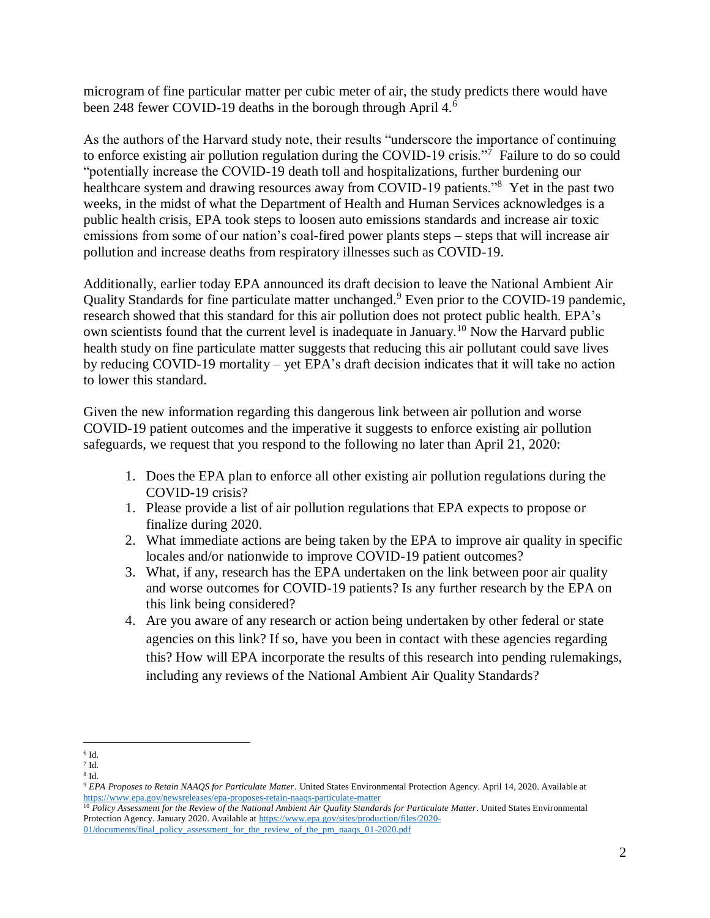microgram of fine particular matter per cubic meter of air, the study predicts there would have been 248 fewer COVID-19 deaths in the borough through April 4.[6]

As the authors of the Harvard study note, their results "underscore the importance of continuing to enforce existing air pollution regulation during the COVID-19 crisis."[7] Failure to do so could "potentially increase the COVID-19 death toll and hospitalizations, further burdening our healthcare system and drawing resources away from COVID-19 patients."[8] Yet in the past two weeks, in the midst of what the Department of Health and Human Services acknowledges is a public health crisis, EPA took steps to loosen auto emissions standards and increase air toxic emissions from some of our nation's coal-fired power plants steps – steps that will increase air pollution and increase deaths from respiratory illnesses such as COVID-19.

Additionally, earlier today EPA announced its draft decision to leave the National Ambient Air Quality Standards for fine particulate matter unchanged.[9] Even prior to the COVID-19 pandemic, research showed that this standard for this air pollution does not protect public health. EPA's own scientists found that the current level is inadequate in January.[10] Now the Harvard public health study on fine particulate matter suggests that reducing this air pollutant could save lives by reducing COVID-19 mortality – yet EPA's draft decision indicates that it will take no action to lower this standard.

Given the new information regarding this dangerous link between air pollution and worse COVID-19 patient outcomes and the imperative it suggests to enforce existing air pollution safeguards, we request that you respond to the following no later than April 21, 2020:

1. Does the EPA plan to enforce all other existing air pollution regulations during the COVID-19 crisis?
1. Please provide a list of air pollution regulations that EPA expects to propose or finalize during 2020.
2. What immediate actions are being taken by the EPA to improve air quality in specific locales and/or nationwide to improve COVID-19 patient outcomes?
3. What, if any, research has the EPA undertaken on the link between poor air quality and worse outcomes for COVID-19 patients? Is any further research by the EPA on this link being considered?
4. Are you aware of any research or action being undertaken by other federal or state agencies on this link? If so, have you been in contact with these agencies regarding this? How will EPA incorporate the results of this research into pending rulemakings, including any reviews of the National Ambient Air Quality Standards?

---

[6] Id.

[7] Id.

[8] Id.

[9] *EPA Proposes to Retain NAAQS for Particulate Matter*. United States Environmental Protection Agency. April 14, 2020. Available at https://www.epa.gov/newsreleases/epa-proposes-retain-naaqs-particulate-matter

[10] *Policy Assessment for the Review of the National Ambient Air Quality Standards for Particulate Matter*. United States Environmental Protection Agency. January 2020. Available at https://www.epa.gov/sites/production/files/2020-01/documents/final_policy_assessment_for_the_review_of_the_pm_naaqs_01-2020.pdf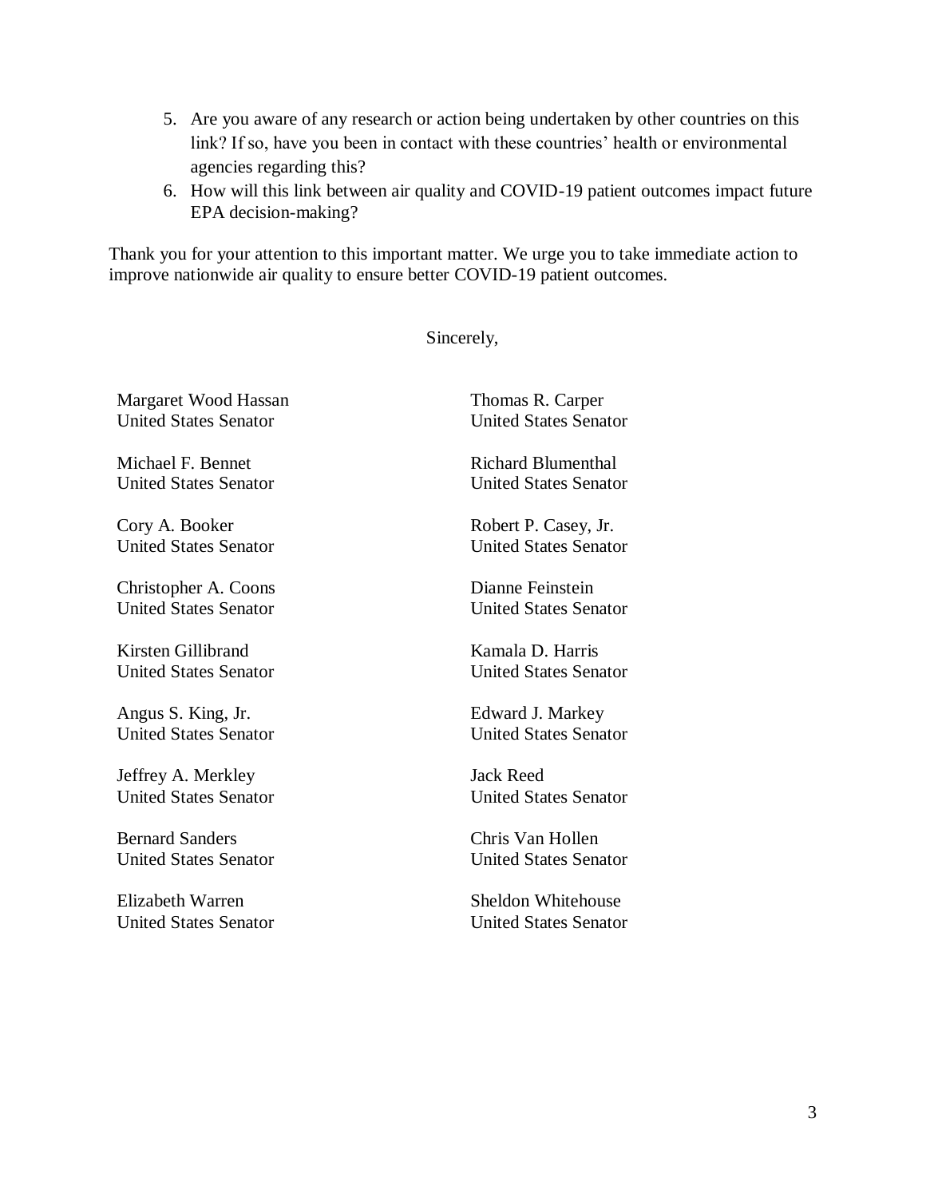5. Are you aware of any research or action being undertaken by other countries on this link? If so, have you been in contact with these countries' health or environmental agencies regarding this?
6. How will this link between air quality and COVID-19 patient outcomes impact future EPA decision-making?

Thank you for your attention to this important matter. We urge you to take immediate action to improve nationwide air quality to ensure better COVID-19 patient outcomes.

Sincerely,

Margaret Wood Hassan
United States Senator

Thomas R. Carper
United States Senator

Michael F. Bennet
United States Senator

Richard Blumenthal
United States Senator

Cory A. Booker
United States Senator

Robert P. Casey, Jr.
United States Senator

Christopher A. Coons
United States Senator

Dianne Feinstein
United States Senator

Kirsten Gillibrand
United States Senator

Kamala D. Harris
United States Senator

Angus S. King, Jr.
United States Senator

Edward J. Markey
United States Senator

Jeffrey A. Merkley
United States Senator

Jack Reed
United States Senator

Bernard Sanders
United States Senator

Chris Van Hollen
United States Senator

Elizabeth Warren
United States Senator

Sheldon Whitehouse
United States Senator